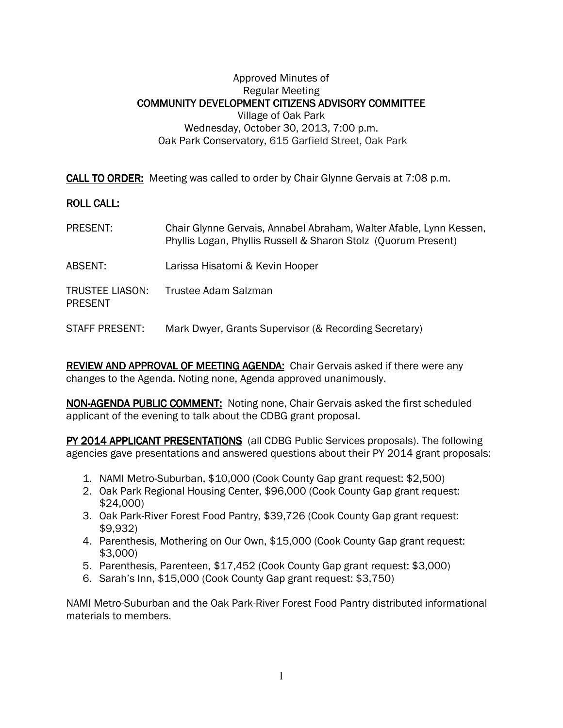Approved Minutes of
Regular Meeting
**COMMUNITY DEVELOPMENT CITIZENS ADVISORY COMMITTEE**
Village of Oak Park
Wednesday, October 30, 2013, 7:00 p.m.
Oak Park Conservatory, 615 Garfield Street, Oak Park

**CALL TO ORDER:** Meeting was called to order by Chair Glynne Gervais at 7:08 p.m.

**ROLL CALL:**

PRESENT: Chair Glynne Gervais, Annabel Abraham, Walter Afable, Lynn Kessen, Phyllis Logan, Phyllis Russell & Sharon Stolz (Quorum Present)

ABSENT: Larissa Hisatomi & Kevin Hooper

TRUSTEE LIASON: PRESENT Trustee Adam Salzman

STAFF PRESENT: Mark Dwyer, Grants Supervisor (& Recording Secretary)

**REVIEW AND APPROVAL OF MEETING AGENDA:** Chair Gervais asked if there were any changes to the Agenda. Noting none, Agenda approved unanimously.

**NON-AGENDA PUBLIC COMMENT:** Noting none, Chair Gervais asked the first scheduled applicant of the evening to talk about the CDBG grant proposal.

**PY 2014 APPLICANT PRESENTATIONS** (all CDBG Public Services proposals). The following agencies gave presentations and answered questions about their PY 2014 grant proposals:

1. NAMI Metro-Suburban, $10,000 (Cook County Gap grant request: $2,500)
2. Oak Park Regional Housing Center, $96,000 (Cook County Gap grant request: $24,000)
3. Oak Park-River Forest Food Pantry, $39,726 (Cook County Gap grant request: $9,932)
4. Parenthesis, Mothering on Our Own, $15,000 (Cook County Gap grant request: $3,000)
5. Parenthesis, Parenteen, $17,452 (Cook County Gap grant request: $3,000)
6. Sarah's Inn, $15,000 (Cook County Gap grant request: $3,750)

NAMI Metro-Suburban and the Oak Park-River Forest Food Pantry distributed informational materials to members.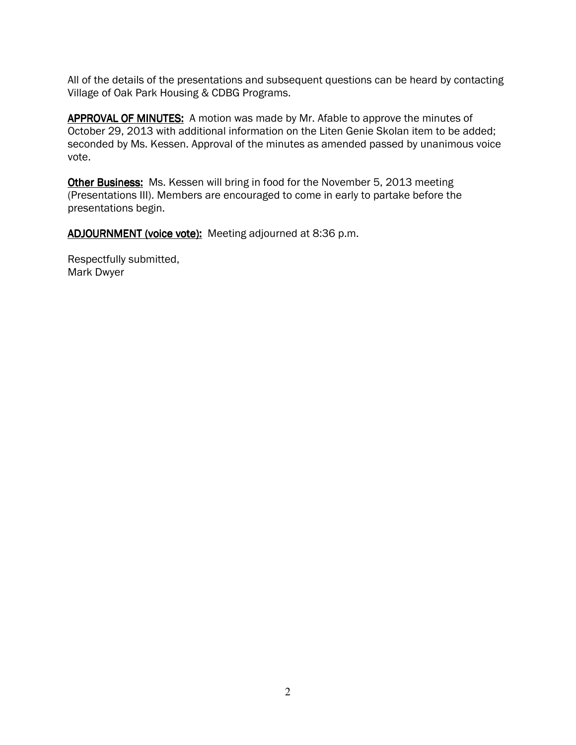All of the details of the presentations and subsequent questions can be heard by contacting Village of Oak Park Housing & CDBG Programs.

**APPROVAL OF MINUTES:** A motion was made by Mr. Afable to approve the minutes of October 29, 2013 with additional information on the Liten Genie Skolan item to be added; seconded by Ms. Kessen. Approval of the minutes as amended passed by unanimous voice vote.

**Other Business:** Ms. Kessen will bring in food for the November 5, 2013 meeting (Presentations III). Members are encouraged to come in early to partake before the presentations begin.

**ADJOURNMENT (voice vote):** Meeting adjourned at 8:36 p.m.

Respectfully submitted,
Mark Dwyer